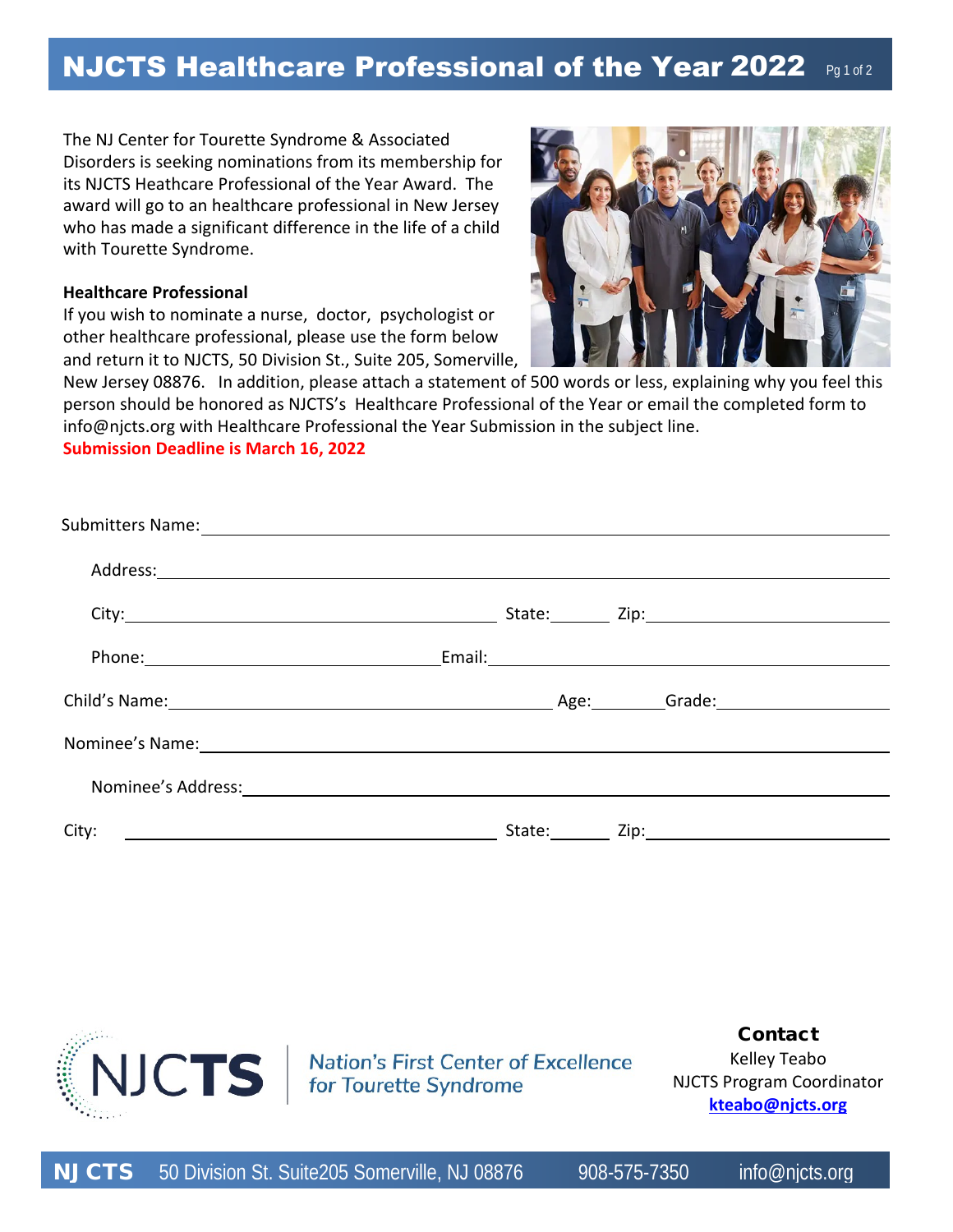# NJCTS Healthcare Professional of the Year 2022

The NJ Center for Tourette Syndrome & Associated Disorders is seeking nominations from its membership for its NJCTS Heathcare Professional of the Year Award. The award will go to an healthcare professional in New Jersey who has made a significant difference in the life of a child with Tourette Syndrome.

**Healthcare Professional**

If you wish to nominate a nurse, doctor, psychologist or other healthcare professional, please use the form below and return it to NJCTS, 50 Division St., Suite 205, Somerville, New Jersey 08876. In addition, please attach a statement of 500 words or less, explaining why you feel this person should be honored as NJCTS's Healthcare Professional of the Year or email the completed form to info@njcts.org with Healthcare Professional the Year Submission in the subject line.

**Submission Deadline is March 16, 2022**

Submitters Name: ____________________

Address: ____________________

City: ____________________ State: ______ Zip: ____________

Phone: ____________________ Email: ____________________

Child's Name: ____________________ Age: ______ Grade: ____________

Nominee's Name: ____________________

Nominee's Address: ____________________

City: ____________________ State: ______ Zip: ____________

NJCTS — Nation's First Center of Excellence for Tourette Syndrome

**Contact**
Kelley Teabo
NJCTS Program Coordinator
**kteabo@njcts.org**

NJ CTS 50 Division St. Suite205 Somerville, NJ 08876 908-575-7350 info@njcts.org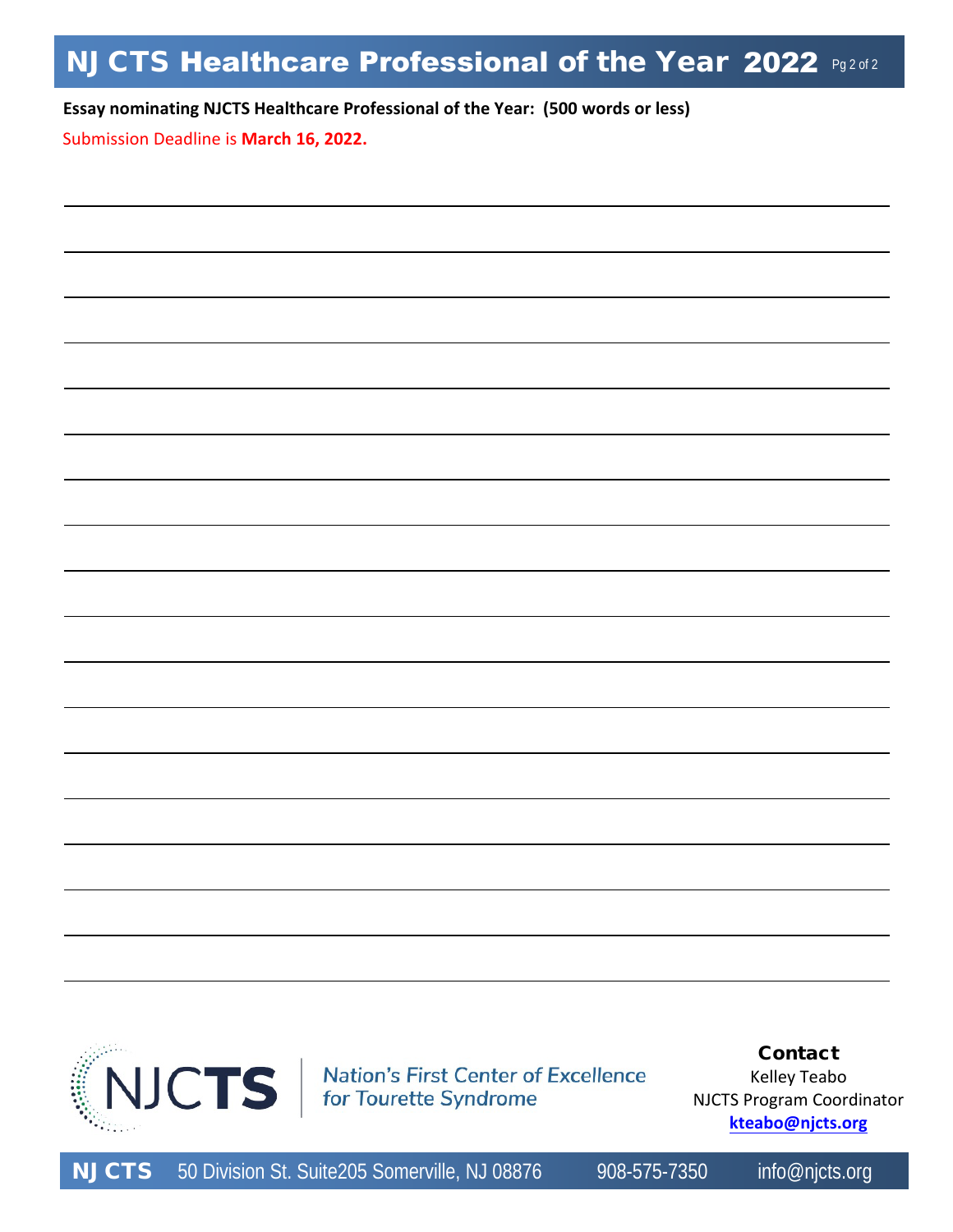# NJ CTS Healthcare Professional of the Year 2022

**Essay nominating NJCTS Healthcare Professional of the Year: (500 words or less)**

Submission Deadline is **March 16, 2022.**

NJCTS | *Nation's First Center of Excellence for Tourette Syndrome*

**Contact**
Kelley Teabo
NJCTS Program Coordinator
**kteabo@njcts.org**

**NJ CTS** 50 Division St. Suite205 Somerville, NJ 08876 908-575-7350 info@njcts.org